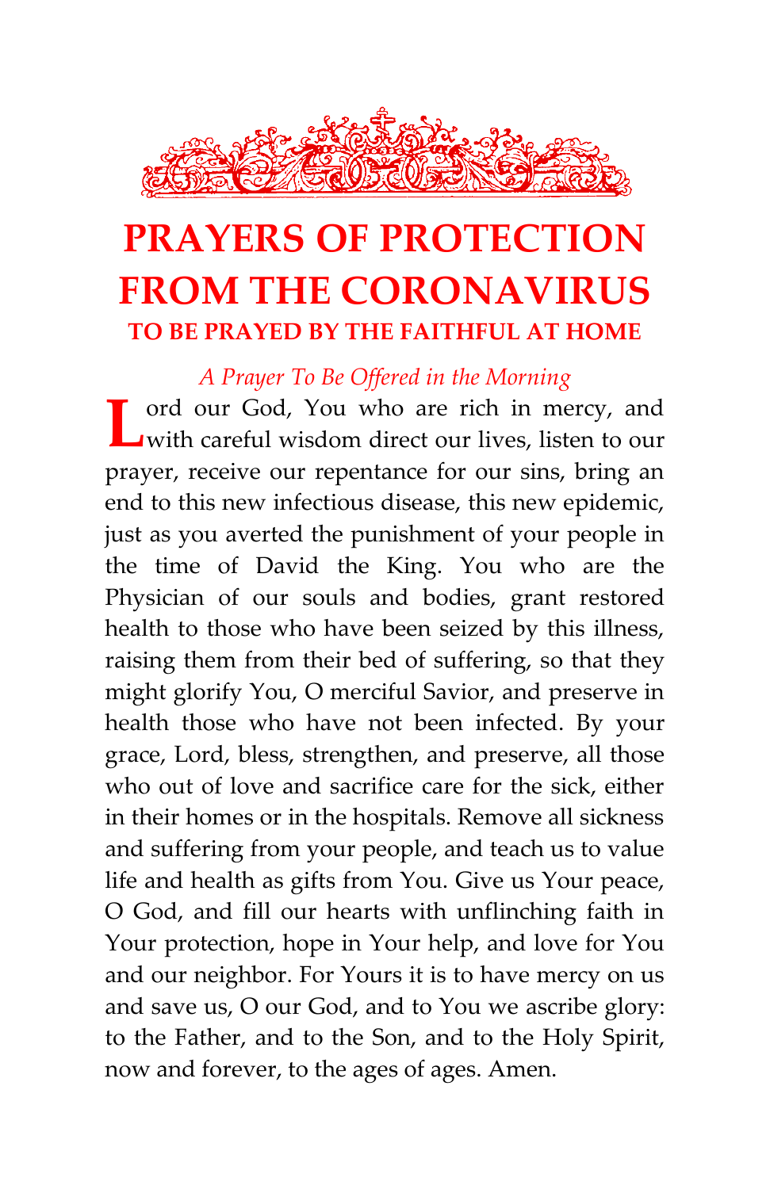# PRAYERS OF PROTECTION FROM THE CORONAVIRUS

## TO BE PRAYED BY THE FAITHFUL AT HOME

### *A Prayer To Be Offered in the Morning*

Lord our God, You who are rich in mercy, and with careful wisdom direct our lives, listen to our prayer, receive our repentance for our sins, bring an end to this new infectious disease, this new epidemic, just as you averted the punishment of your people in the time of David the King. You who are the Physician of our souls and bodies, grant restored health to those who have been seized by this illness, raising them from their bed of suffering, so that they might glorify You, O merciful Savior, and preserve in health those who have not been infected. By your grace, Lord, bless, strengthen, and preserve, all those who out of love and sacrifice care for the sick, either in their homes or in the hospitals. Remove all sickness and suffering from your people, and teach us to value life and health as gifts from You. Give us Your peace, O God, and fill our hearts with unflinching faith in Your protection, hope in Your help, and love for You and our neighbor. For Yours it is to have mercy on us and save us, O our God, and to You we ascribe glory: to the Father, and to the Son, and to the Holy Spirit, now and forever, to the ages of ages. Amen.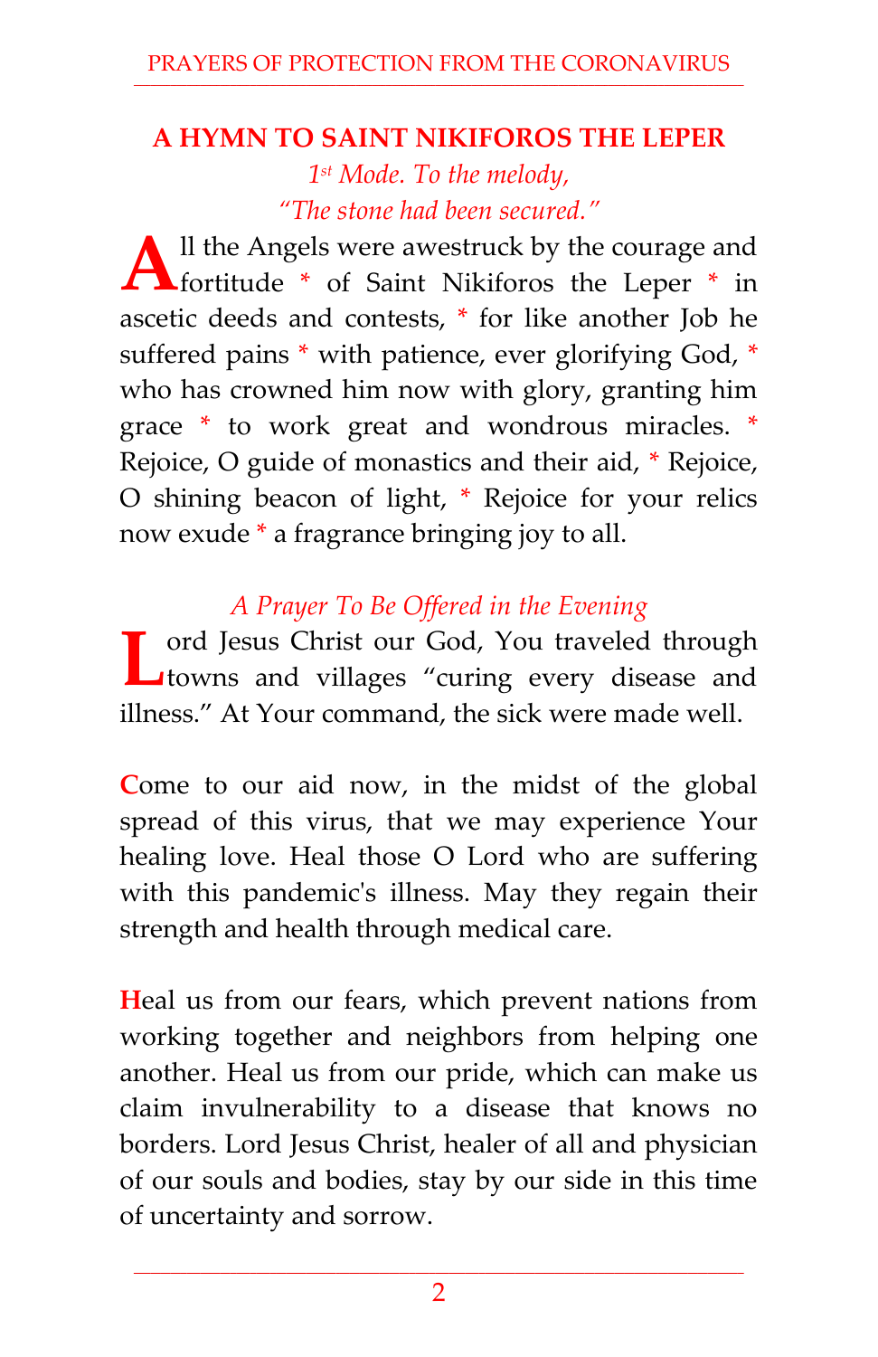## A HYMN TO SAINT NIKIFOROS THE LEPER

*1st Mode. To the melody,*
*"The stone had been secured."*

All the Angels were awestruck by the courage and fortitude * of Saint Nikiforos the Leper * in ascetic deeds and contests, * for like another Job he suffered pains * with patience, ever glorifying God, * who has crowned him now with glory, granting him grace * to work great and wondrous miracles. * Rejoice, O guide of monastics and their aid, * Rejoice, O shining beacon of light, * Rejoice for your relics now exude * a fragrance bringing joy to all.

*A Prayer To Be Offered in the Evening*

Lord Jesus Christ our God, You traveled through towns and villages "curing every disease and illness." At Your command, the sick were made well.

Come to our aid now, in the midst of the global spread of this virus, that we may experience Your healing love. Heal those O Lord who are suffering with this pandemic's illness. May they regain their strength and health through medical care.

Heal us from our fears, which prevent nations from working together and neighbors from helping one another. Heal us from our pride, which can make us claim invulnerability to a disease that knows no borders. Lord Jesus Christ, healer of all and physician of our souls and bodies, stay by our side in this time of uncertainty and sorrow.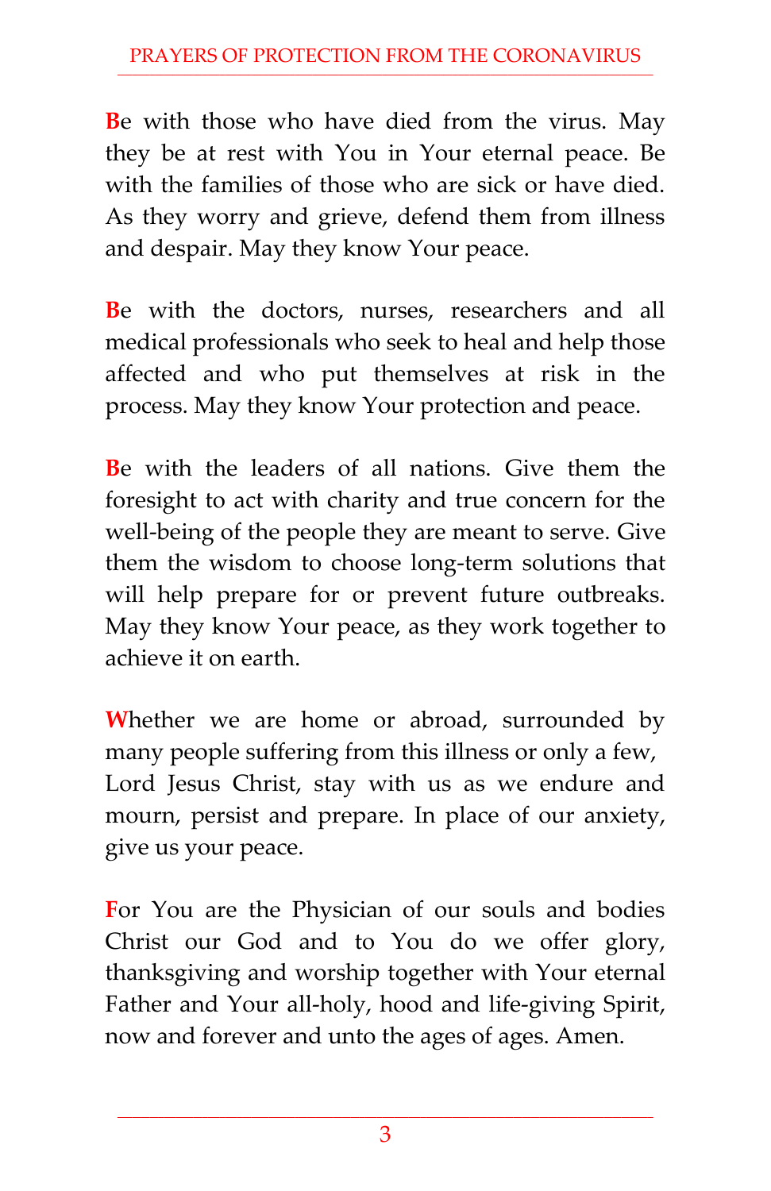Be with those who have died from the virus. May they be at rest with You in Your eternal peace. Be with the families of those who are sick or have died. As they worry and grieve, defend them from illness and despair. May they know Your peace.

Be with the doctors, nurses, researchers and all medical professionals who seek to heal and help those affected and who put themselves at risk in the process. May they know Your protection and peace.

Be with the leaders of all nations. Give them the foresight to act with charity and true concern for the well-being of the people they are meant to serve. Give them the wisdom to choose long-term solutions that will help prepare for or prevent future outbreaks. May they know Your peace, as they work together to achieve it on earth.

Whether we are home or abroad, surrounded by many people suffering from this illness or only a few, Lord Jesus Christ, stay with us as we endure and mourn, persist and prepare. In place of our anxiety, give us your peace.

For You are the Physician of our souls and bodies Christ our God and to You do we offer glory, thanksgiving and worship together with Your eternal Father and Your all-holy, hood and life-giving Spirit, now and forever and unto the ages of ages. Amen.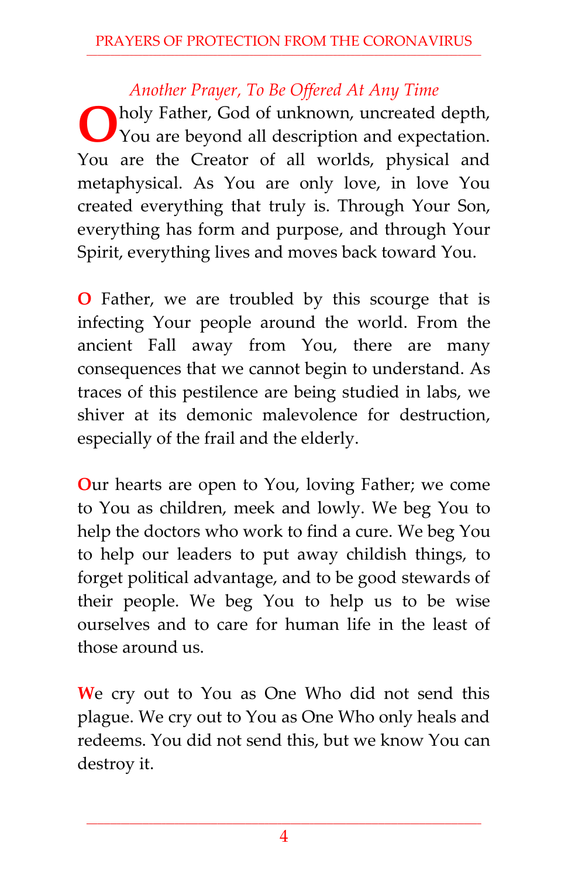### *Another Prayer, To Be Offered At Any Time*

O holy Father, God of unknown, uncreated depth, You are beyond all description and expectation. You are the Creator of all worlds, physical and metaphysical. As You are only love, in love You created everything that truly is. Through Your Son, everything has form and purpose, and through Your Spirit, everything lives and moves back toward You.

O Father, we are troubled by this scourge that is infecting Your people around the world. From the ancient Fall away from You, there are many consequences that we cannot begin to understand. As traces of this pestilence are being studied in labs, we shiver at its demonic malevolence for destruction, especially of the frail and the elderly.

Our hearts are open to You, loving Father; we come to You as children, meek and lowly. We beg You to help the doctors who work to find a cure. We beg You to help our leaders to put away childish things, to forget political advantage, and to be good stewards of their people. We beg You to help us to be wise ourselves and to care for human life in the least of those around us.

We cry out to You as One Who did not send this plague. We cry out to You as One Who only heals and redeems. You did not send this, but we know You can destroy it.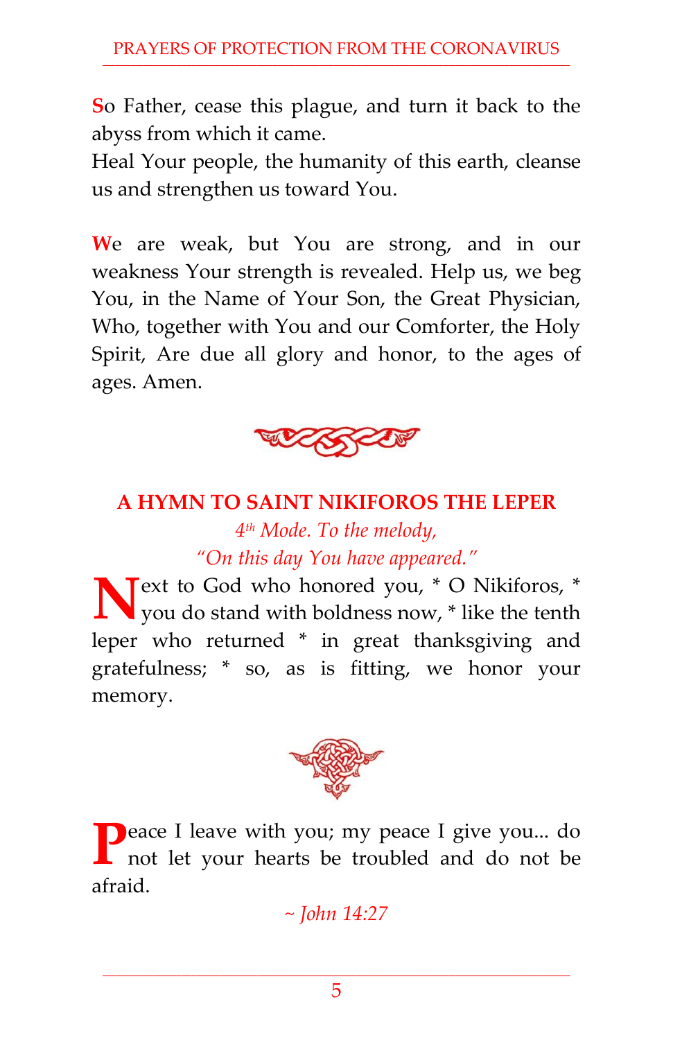So Father, cease this plague, and turn it back to the abyss from which it came.
Heal Your people, the humanity of this earth, cleanse us and strengthen us toward You.

We are weak, but You are strong, and in our weakness Your strength is revealed. Help us, we beg You, in the Name of Your Son, the Great Physician, Who, together with You and our Comforter, the Holy Spirit, Are due all glory and honor, to the ages of ages. Amen.

## A HYMN TO SAINT NIKIFOROS THE LEPER

*4th Mode. To the melody,*
*"On this day You have appeared."*

Next to God who honored you, * O Nikiforos, * you do stand with boldness now, * like the tenth leper who returned * in great thanksgiving and gratefulness; * so, as is fitting, we honor your memory.

Peace I leave with you; my peace I give you... do not let your hearts be troubled and do not be afraid.

*~ John 14:27*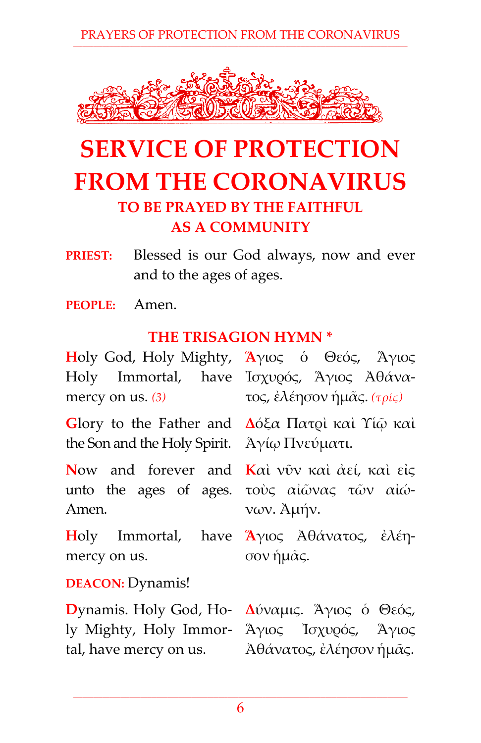# SERVICE OF PROTECTION FROM THE CORONAVIRUS

### TO BE PRAYED BY THE FAITHFUL AS A COMMUNITY

**PRIEST:** Blessed is our God always, now and ever and to the ages of ages.

**PEOPLE:** Amen.

### THE TRISAGION HYMN *

| | |
|---|---|
| Holy God, Holy Mighty, Holy Immortal, have mercy on us. *(3)* | Ἅγιος ὁ Θεός, Ἅγιος Ἰσχυρός, Ἅγιος Ἀθάνατος, ἐλέησον ἡμᾶς. *(τρίς)* |
| Glory to the Father and the Son and the Holy Spirit. | Δόξα Πατρὶ καὶ Υἱῷ καὶ Ἁγίῳ Πνεύματι. |
| Now and forever and unto the ages of ages. Amen. | Καὶ νῦν καὶ ἀεί, καὶ εἰς τοὺς αἰῶνας τῶν αἰώνων. Ἀμήν. |
| Holy Immortal, have mercy on us. | Ἅγιος Ἀθάνατος, ἐλέησον ἡμᾶς. |

**DEACON:** Dynamis!

| | |
|---|---|
| Dynamis. Holy God, Holy Mighty, Holy Immortal, have mercy on us. | Δύναμις. Ἅγιος ὁ Θεός, Ἅγιος Ἰσχυρός, Ἅγιος Ἀθάνατος, ἐλέησον ἡμᾶς. |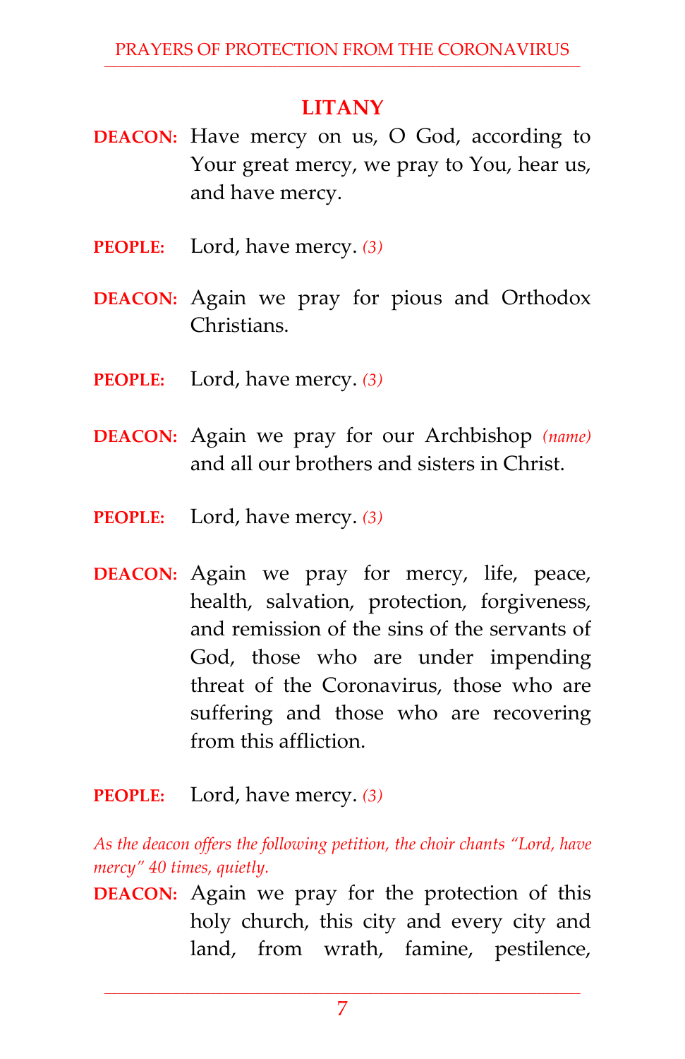## LITANY

**DEACON:** Have mercy on us, O God, according to Your great mercy, we pray to You, hear us, and have mercy.

**PEOPLE:** Lord, have mercy. *(3)*

**DEACON:** Again we pray for pious and Orthodox Christians.

**PEOPLE:** Lord, have mercy. *(3)*

**DEACON:** Again we pray for our Archbishop *(name)* and all our brothers and sisters in Christ.

**PEOPLE:** Lord, have mercy. *(3)*

**DEACON:** Again we pray for mercy, life, peace, health, salvation, protection, forgiveness, and remission of the sins of the servants of God, those who are under impending threat of the Coronavirus, those who are suffering and those who are recovering from this affliction.

**PEOPLE:** Lord, have mercy. *(3)*

*As the deacon offers the following petition, the choir chants "Lord, have mercy" 40 times, quietly.*

**DEACON:** Again we pray for the protection of this holy church, this city and every city and land, from wrath, famine, pestilence,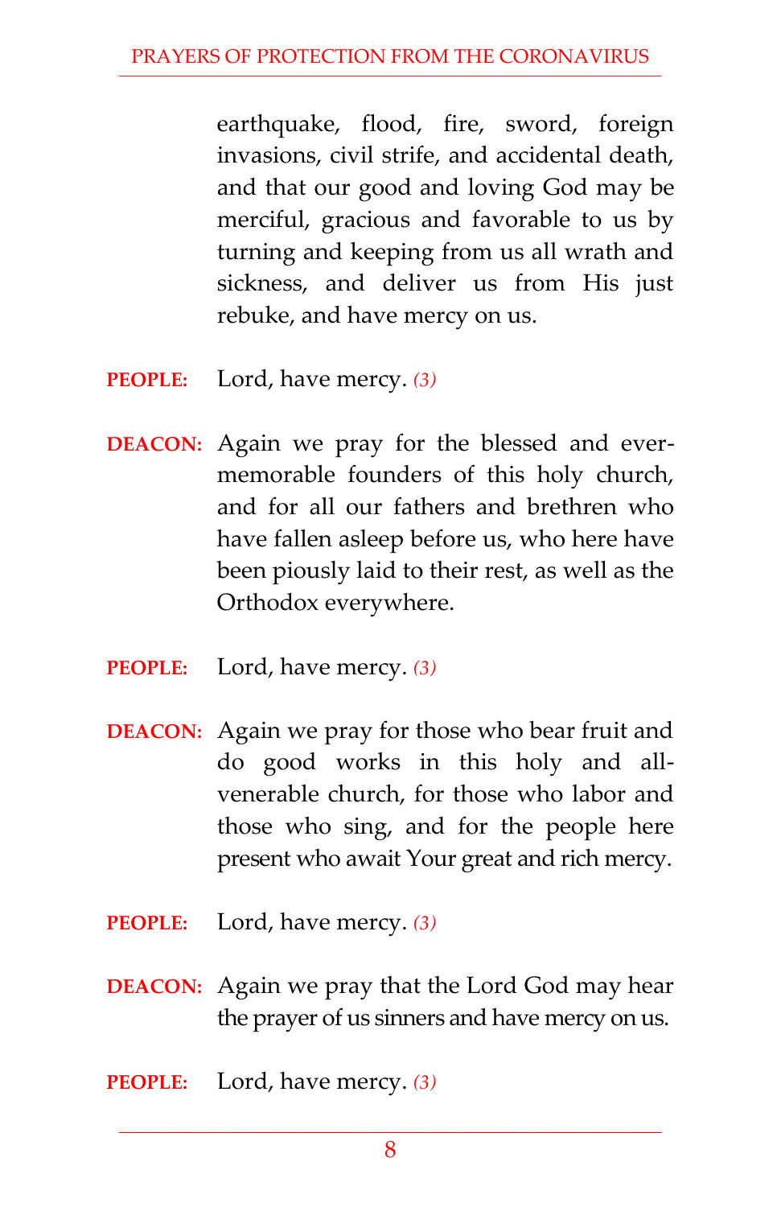earthquake, flood, fire, sword, foreign invasions, civil strife, and accidental death, and that our good and loving God may be merciful, gracious and favorable to us by turning and keeping from us all wrath and sickness, and deliver us from His just rebuke, and have mercy on us.

**PEOPLE:** Lord, have mercy. *(3)*

**DEACON:** Again we pray for the blessed and ever-memorable founders of this holy church, and for all our fathers and brethren who have fallen asleep before us, who here have been piously laid to their rest, as well as the Orthodox everywhere.

**PEOPLE:** Lord, have mercy. *(3)*

**DEACON:** Again we pray for those who bear fruit and do good works in this holy and all-venerable church, for those who labor and those who sing, and for the people here present who await Your great and rich mercy.

**PEOPLE:** Lord, have mercy. *(3)*

**DEACON:** Again we pray that the Lord God may hear the prayer of us sinners and have mercy on us.

**PEOPLE:** Lord, have mercy. *(3)*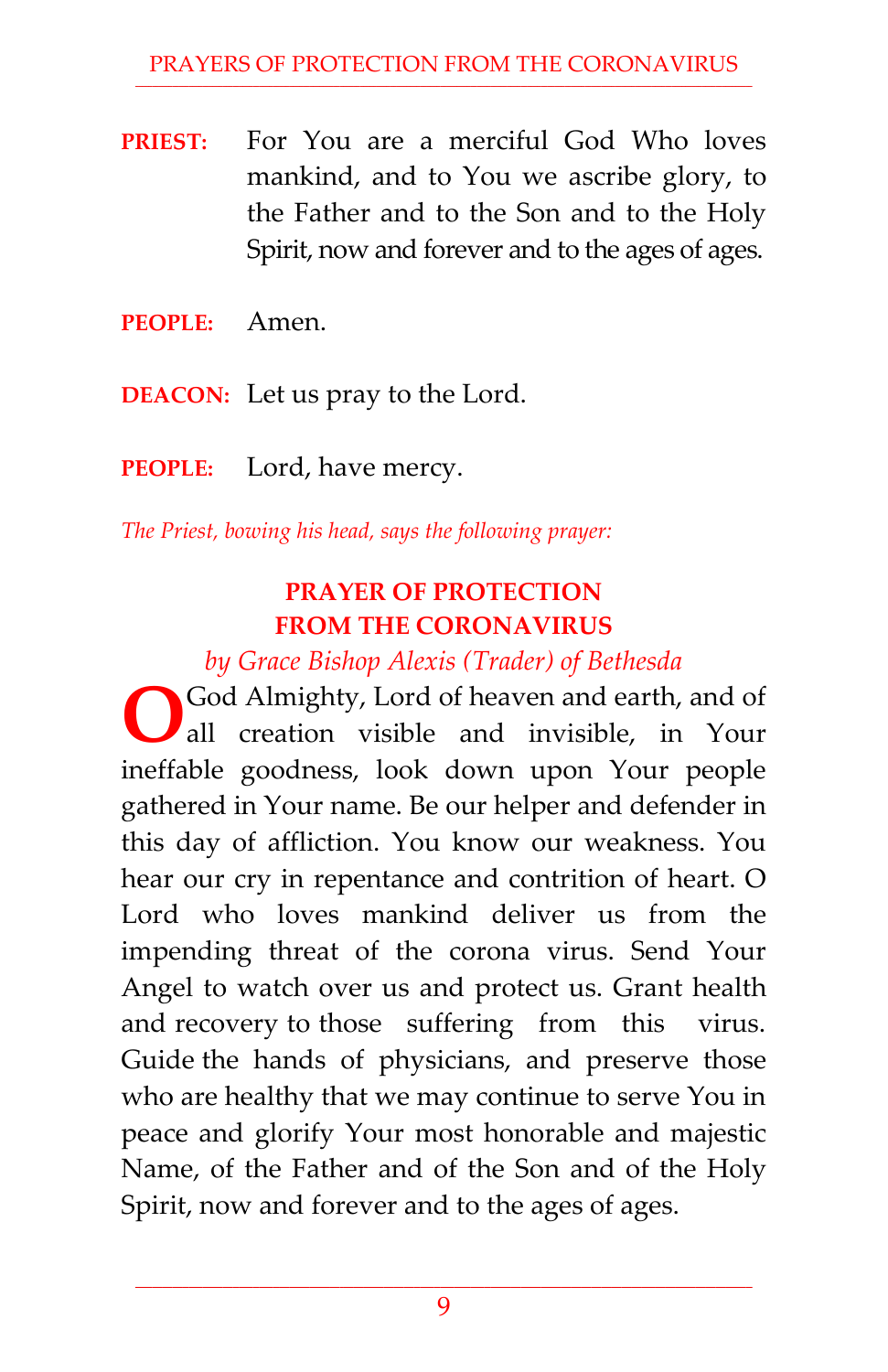**PRIEST:** For You are a merciful God Who loves mankind, and to You we ascribe glory, to the Father and to the Son and to the Holy Spirit, now and forever and to the ages of ages.

**PEOPLE:** Amen.

**DEACON:** Let us pray to the Lord.

**PEOPLE:** Lord, have mercy.

*The Priest, bowing his head, says the following prayer:*

## PRAYER OF PROTECTION FROM THE CORONAVIRUS

*by Grace Bishop Alexis (Trader) of Bethesda*

O God Almighty, Lord of heaven and earth, and of all creation visible and invisible, in Your ineffable goodness, look down upon Your people gathered in Your name. Be our helper and defender in this day of affliction. You know our weakness. You hear our cry in repentance and contrition of heart. O Lord who loves mankind deliver us from the impending threat of the corona virus. Send Your Angel to watch over us and protect us. Grant health and recovery to those suffering from this virus. Guide the hands of physicians, and preserve those who are healthy that we may continue to serve You in peace and glorify Your most honorable and majestic Name, of the Father and of the Son and of the Holy Spirit, now and forever and to the ages of ages.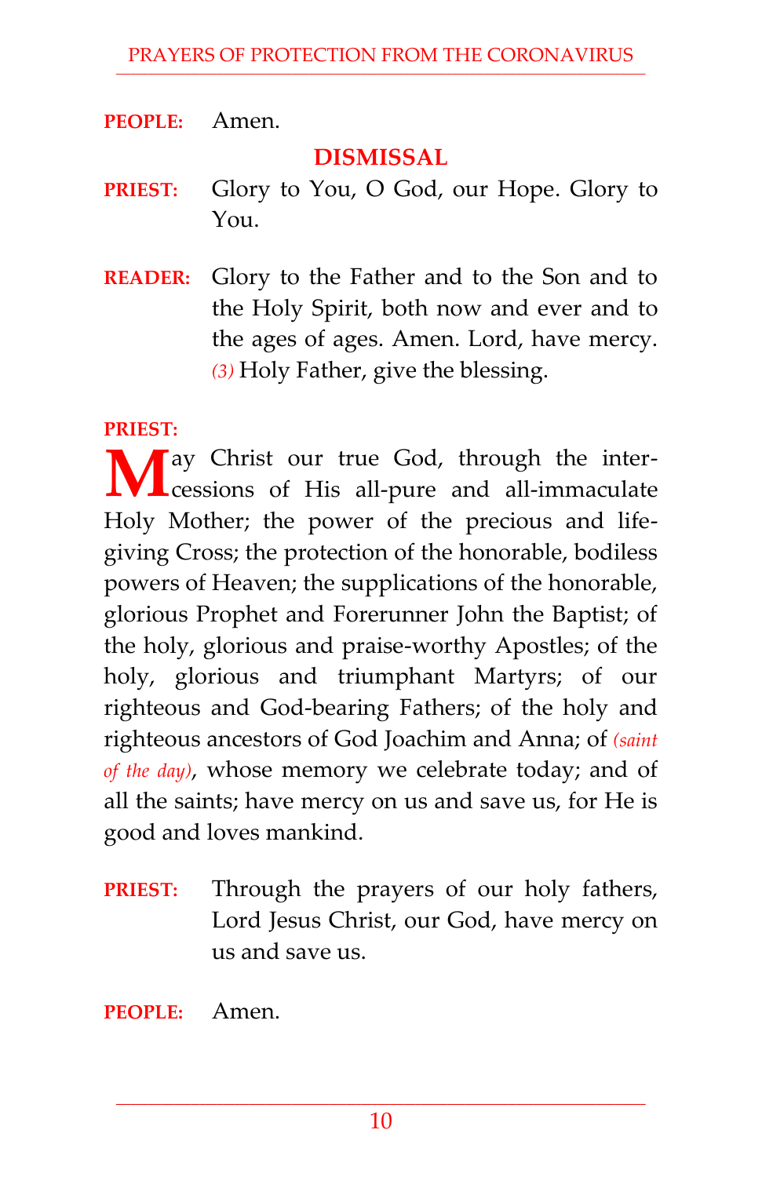**PEOPLE:** Amen.

## DISMISSAL

**PRIEST:** Glory to You, O God, our Hope. Glory to You.

**READER:** Glory to the Father and to the Son and to the Holy Spirit, both now and ever and to the ages of ages. Amen. Lord, have mercy. *(3)* Holy Father, give the blessing.

**PRIEST:**

May Christ our true God, through the intercessions of His all-pure and all-immaculate Holy Mother; the power of the precious and life-giving Cross; the protection of the honorable, bodiless powers of Heaven; the supplications of the honorable, glorious Prophet and Forerunner John the Baptist; of the holy, glorious and praise-worthy Apostles; of the holy, glorious and triumphant Martyrs; of our righteous and God-bearing Fathers; of the holy and righteous ancestors of God Joachim and Anna; of *(saint of the day)*, whose memory we celebrate today; and of all the saints; have mercy on us and save us, for He is good and loves mankind.

**PRIEST:** Through the prayers of our holy fathers, Lord Jesus Christ, our God, have mercy on us and save us.

**PEOPLE:** Amen.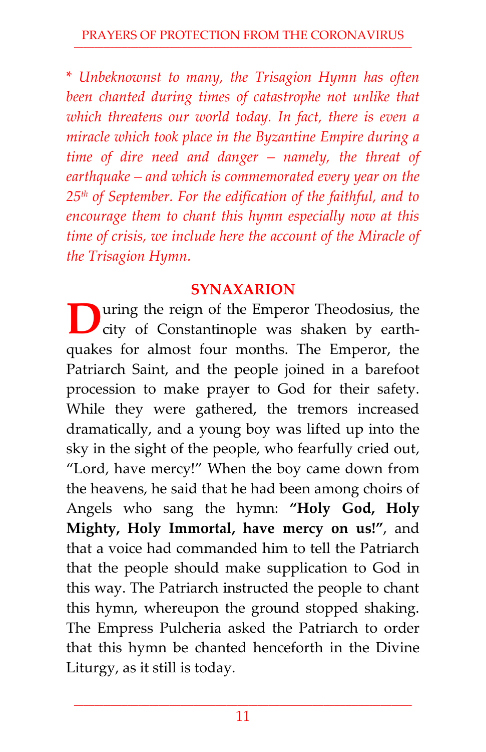*\* Unbeknownst to many, the Trisagion Hymn has often been chanted during times of catastrophe not unlike that which threatens our world today. In fact, there is even a miracle which took place in the Byzantine Empire during a time of dire need and danger – namely, the threat of earthquake – and which is commemorated every year on the 25th of September. For the edification of the faithful, and to encourage them to chant this hymn especially now at this time of crisis, we include here the account of the Miracle of the Trisagion Hymn.*

## SYNAXARION

During the reign of the Emperor Theodosius, the city of Constantinople was shaken by earthquakes for almost four months. The Emperor, the Patriarch Saint, and the people joined in a barefoot procession to make prayer to God for their safety. While they were gathered, the tremors increased dramatically, and a young boy was lifted up into the sky in the sight of the people, who fearfully cried out, "Lord, have mercy!" When the boy came down from the heavens, he said that he had been among choirs of Angels who sang the hymn: **"Holy God, Holy Mighty, Holy Immortal, have mercy on us!"**, and that a voice had commanded him to tell the Patriarch that the people should make supplication to God in this way. The Patriarch instructed the people to chant this hymn, whereupon the ground stopped shaking. The Empress Pulcheria asked the Patriarch to order that this hymn be chanted henceforth in the Divine Liturgy, as it still is today.